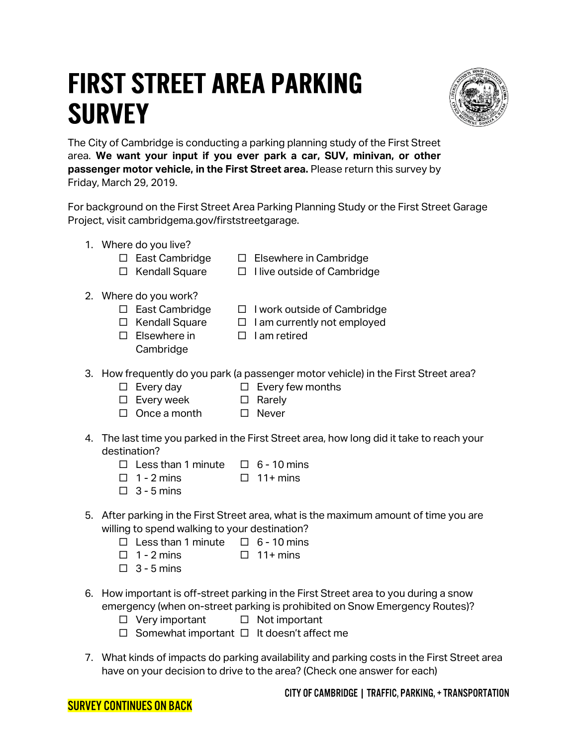# FIRST STREET AREA PARKING SURVEY

The City of Cambridge is conducting a parking planning study of the First Street area. **We want your input if you ever park a car, SUV, minivan, or other passenger motor vehicle, in the First Street area.** Please return this survey by Friday, March 29, 2019.

For background on the First Street Area Parking Planning Study or the First Street Garage Project, visit cambridgema.gov/firststreetgarage.

1. Where do you live?
   - ☐ East Cambridge
   - ☐ Kendall Square
   - ☐ Elsewhere in Cambridge
   - ☐ I live outside of Cambridge

2. Where do you work?
   - ☐ East Cambridge
   - ☐ Kendall Square
   - ☐ Elsewhere in Cambridge
   - ☐ I work outside of Cambridge
   - ☐ I am currently not employed
   - ☐ I am retired

3. How frequently do you park (a passenger motor vehicle) in the First Street area?
   - ☐ Every day
   - ☐ Every week
   - ☐ Once a month
   - ☐ Every few months
   - ☐ Rarely
   - ☐ Never

4. The last time you parked in the First Street area, how long did it take to reach your destination?
   - ☐ Less than 1 minute
   - ☐ 1 - 2 mins
   - ☐ 3 - 5 mins
   - ☐ 6 - 10 mins
   - ☐ 11+ mins

5. After parking in the First Street area, what is the maximum amount of time you are willing to spend walking to your destination?
   - ☐ Less than 1 minute
   - ☐ 1 - 2 mins
   - ☐ 3 - 5 mins
   - ☐ 6 - 10 mins
   - ☐ 11+ mins

6. How important is off-street parking in the First Street area to you during a snow emergency (when on-street parking is prohibited on Snow Emergency Routes)?
   - ☐ Very important
   - ☐ Somewhat important
   - ☐ Not important
   - ☐ It doesn't affect me

7. What kinds of impacts do parking availability and parking costs in the First Street area have on your decision to drive to the area? (Check one answer for each)

CITY OF CAMBRIDGE | TRAFFIC, PARKING, + TRANSPORTATION

SURVEY CONTINUES ON BACK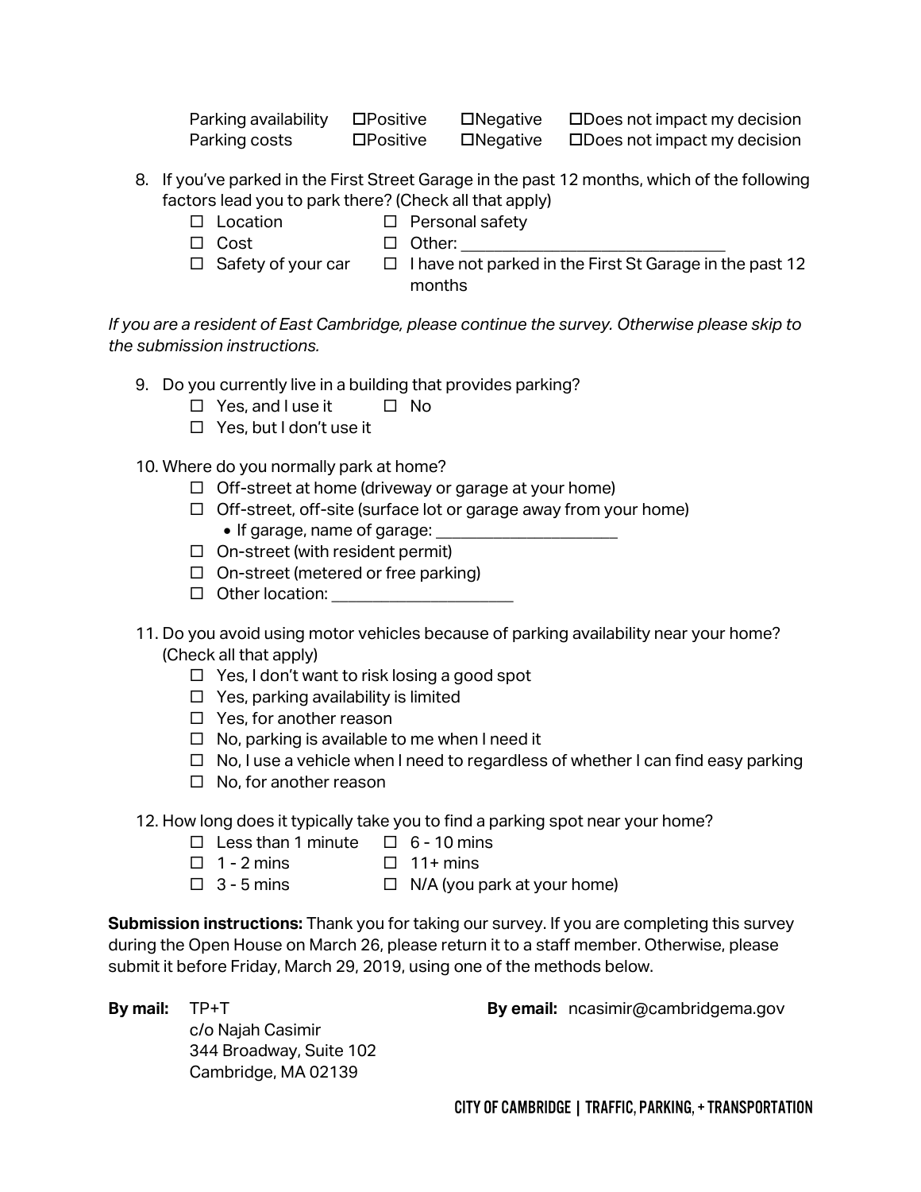| | | | |
|---|---|---|---|
| Parking availability | ☐Positive | ☐Negative | ☐Does not impact my decision |
| Parking costs | ☐Positive | ☐Negative | ☐Does not impact my decision |

8. If you've parked in the First Street Garage in the past 12 months, which of the following factors lead you to park there? (Check all that apply)
   - ☐ Location
   - ☐ Cost
   - ☐ Safety of your car
   - ☐ Personal safety
   - ☐ Other: ______________________________
   - ☐ I have not parked in the First St Garage in the past 12 months

*If you are a resident of East Cambridge, please continue the survey. Otherwise please skip to the submission instructions.*

9. Do you currently live in a building that provides parking?
   - ☐ Yes, and I use it
   - ☐ Yes, but I don't use it
   - ☐ No

10. Where do you normally park at home?
    - ☐ Off-street at home (driveway or garage at your home)
    - ☐ Off-street, off-site (surface lot or garage away from your home)
      - If garage, name of garage: ____________________
    - ☐ On-street (with resident permit)
    - ☐ On-street (metered or free parking)
    - ☐ Other location: ____________________

11. Do you avoid using motor vehicles because of parking availability near your home? (Check all that apply)
    - ☐ Yes, I don't want to risk losing a good spot
    - ☐ Yes, parking availability is limited
    - ☐ Yes, for another reason
    - ☐ No, parking is available to me when I need it
    - ☐ No, I use a vehicle when I need to regardless of whether I can find easy parking
    - ☐ No, for another reason

12. How long does it typically take you to find a parking spot near your home?
    - ☐ Less than 1 minute
    - ☐ 1 - 2 mins
    - ☐ 3 - 5 mins
    - ☐ 6 - 10 mins
    - ☐ 11+ mins
    - ☐ N/A (you park at your home)

**Submission instructions:** Thank you for taking our survey. If you are completing this survey during the Open House on March 26, please return it to a staff member. Otherwise, please submit it before Friday, March 29, 2019, using one of the methods below.

**By mail:** TP+T
c/o Najah Casimir
344 Broadway, Suite 102
Cambridge, MA 02139

**By email:** ncasimir@cambridgema.gov

CITY OF CAMBRIDGE | TRAFFIC, PARKING, + TRANSPORTATION